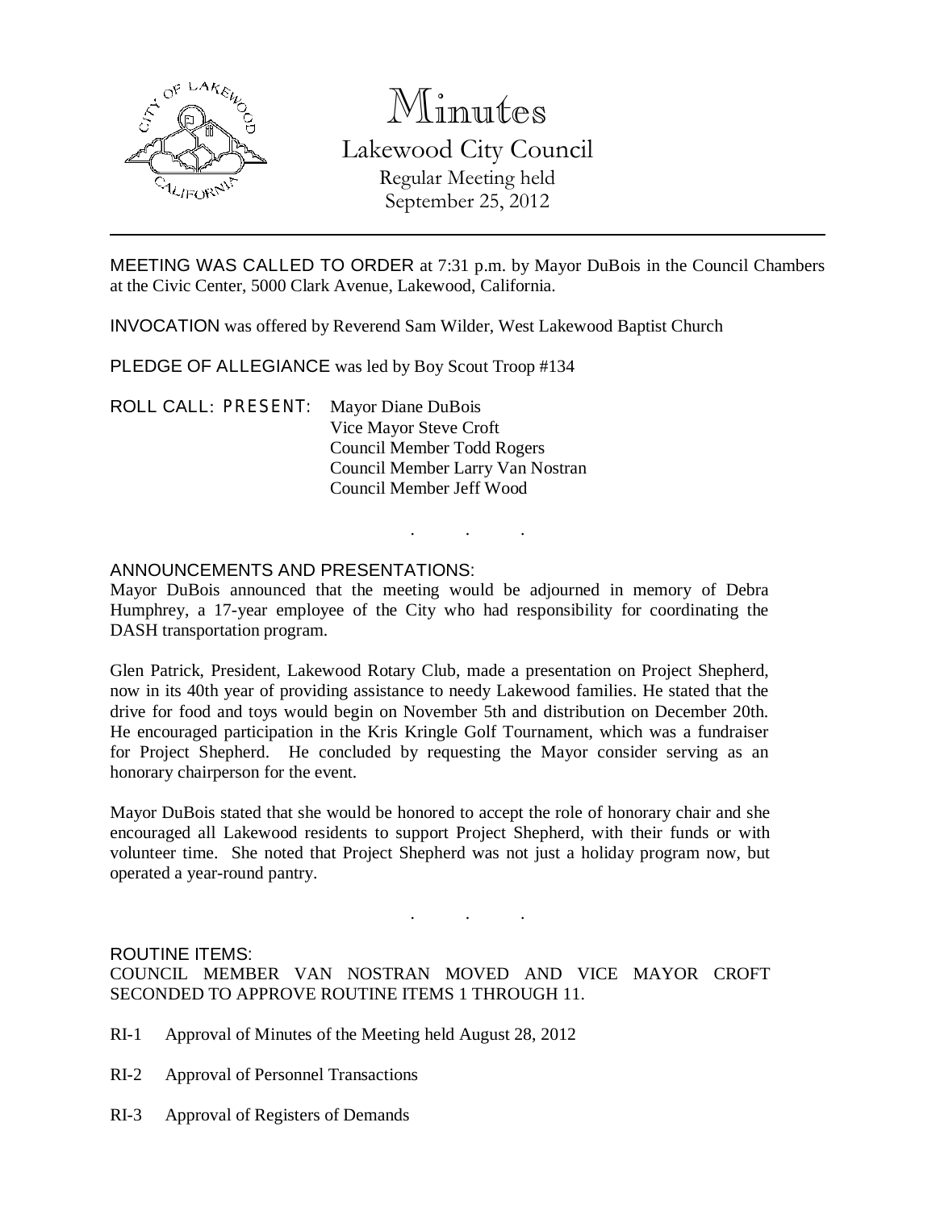# Minutes

## Lakewood City Council

Regular Meeting held
September 25, 2012

MEETING WAS CALLED TO ORDER at 7:31 p.m. by Mayor DuBois in the Council Chambers at the Civic Center, 5000 Clark Avenue, Lakewood, California.

INVOCATION was offered by Reverend Sam Wilder, West Lakewood Baptist Church

PLEDGE OF ALLEGIANCE was led by Boy Scout Troop #134

ROLL CALL: PRESENT: Mayor Diane DuBois
Vice Mayor Steve Croft
Council Member Todd Rogers
Council Member Larry Van Nostran
Council Member Jeff Wood

. . .

ANNOUNCEMENTS AND PRESENTATIONS:

Mayor DuBois announced that the meeting would be adjourned in memory of Debra Humphrey, a 17-year employee of the City who had responsibility for coordinating the DASH transportation program.

Glen Patrick, President, Lakewood Rotary Club, made a presentation on Project Shepherd, now in its 40th year of providing assistance to needy Lakewood families. He stated that the drive for food and toys would begin on November 5th and distribution on December 20th. He encouraged participation in the Kris Kringle Golf Tournament, which was a fundraiser for Project Shepherd. He concluded by requesting the Mayor consider serving as an honorary chairperson for the event.

Mayor DuBois stated that she would be honored to accept the role of honorary chair and she encouraged all Lakewood residents to support Project Shepherd, with their funds or with volunteer time. She noted that Project Shepherd was not just a holiday program now, but operated a year-round pantry.

. . .

ROUTINE ITEMS:

COUNCIL MEMBER VAN NOSTRAN MOVED AND VICE MAYOR CROFT SECONDED TO APPROVE ROUTINE ITEMS 1 THROUGH 11.

RI-1 Approval of Minutes of the Meeting held August 28, 2012

RI-2 Approval of Personnel Transactions

RI-3 Approval of Registers of Demands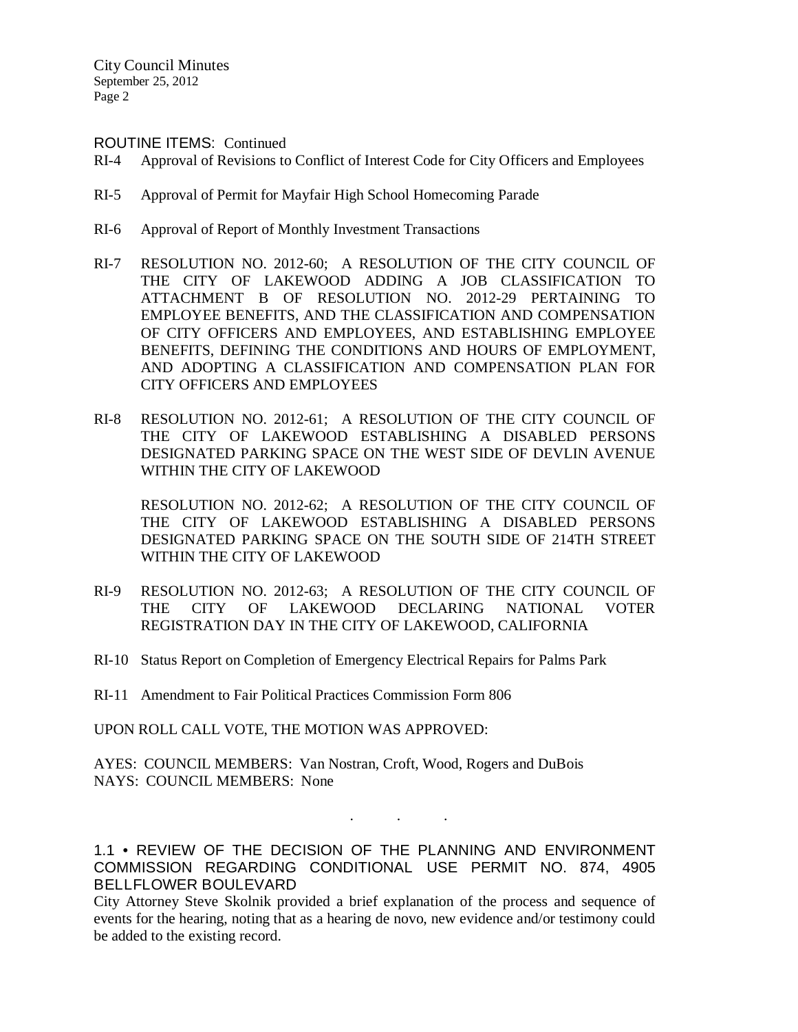ROUTINE ITEMS: Continued

RI-4 Approval of Revisions to Conflict of Interest Code for City Officers and Employees

RI-5 Approval of Permit for Mayfair High School Homecoming Parade

RI-6 Approval of Report of Monthly Investment Transactions

RI-7 RESOLUTION NO. 2012-60; A RESOLUTION OF THE CITY COUNCIL OF THE CITY OF LAKEWOOD ADDING A JOB CLASSIFICATION TO ATTACHMENT B OF RESOLUTION NO. 2012-29 PERTAINING TO EMPLOYEE BENEFITS, AND THE CLASSIFICATION AND COMPENSATION OF CITY OFFICERS AND EMPLOYEES, AND ESTABLISHING EMPLOYEE BENEFITS, DEFINING THE CONDITIONS AND HOURS OF EMPLOYMENT, AND ADOPTING A CLASSIFICATION AND COMPENSATION PLAN FOR CITY OFFICERS AND EMPLOYEES

RI-8 RESOLUTION NO. 2012-61; A RESOLUTION OF THE CITY COUNCIL OF THE CITY OF LAKEWOOD ESTABLISHING A DISABLED PERSONS DESIGNATED PARKING SPACE ON THE WEST SIDE OF DEVLIN AVENUE WITHIN THE CITY OF LAKEWOOD

RESOLUTION NO. 2012-62; A RESOLUTION OF THE CITY COUNCIL OF THE CITY OF LAKEWOOD ESTABLISHING A DISABLED PERSONS DESIGNATED PARKING SPACE ON THE SOUTH SIDE OF 214TH STREET WITHIN THE CITY OF LAKEWOOD

RI-9 RESOLUTION NO. 2012-63; A RESOLUTION OF THE CITY COUNCIL OF THE CITY OF LAKEWOOD DECLARING NATIONAL VOTER REGISTRATION DAY IN THE CITY OF LAKEWOOD, CALIFORNIA

RI-10 Status Report on Completion of Emergency Electrical Repairs for Palms Park

RI-11 Amendment to Fair Political Practices Commission Form 806

UPON ROLL CALL VOTE, THE MOTION WAS APPROVED:

AYES: COUNCIL MEMBERS: Van Nostran, Croft, Wood, Rogers and DuBois
NAYS: COUNCIL MEMBERS: None

. . .

1.1 • REVIEW OF THE DECISION OF THE PLANNING AND ENVIRONMENT COMMISSION REGARDING CONDITIONAL USE PERMIT NO. 874, 4905 BELLFLOWER BOULEVARD

City Attorney Steve Skolnik provided a brief explanation of the process and sequence of events for the hearing, noting that as a hearing de novo, new evidence and/or testimony could be added to the existing record.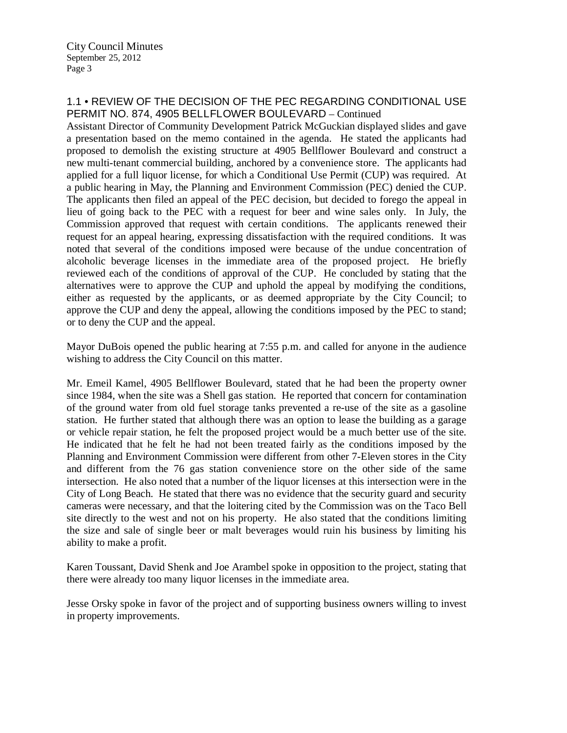## 1.1 • REVIEW OF THE DECISION OF THE PEC REGARDING CONDITIONAL USE PERMIT NO. 874, 4905 BELLFLOWER BOULEVARD – Continued

Assistant Director of Community Development Patrick McGuckian displayed slides and gave a presentation based on the memo contained in the agenda. He stated the applicants had proposed to demolish the existing structure at 4905 Bellflower Boulevard and construct a new multi-tenant commercial building, anchored by a convenience store. The applicants had applied for a full liquor license, for which a Conditional Use Permit (CUP) was required. At a public hearing in May, the Planning and Environment Commission (PEC) denied the CUP. The applicants then filed an appeal of the PEC decision, but decided to forego the appeal in lieu of going back to the PEC with a request for beer and wine sales only. In July, the Commission approved that request with certain conditions. The applicants renewed their request for an appeal hearing, expressing dissatisfaction with the required conditions. It was noted that several of the conditions imposed were because of the undue concentration of alcoholic beverage licenses in the immediate area of the proposed project. He briefly reviewed each of the conditions of approval of the CUP. He concluded by stating that the alternatives were to approve the CUP and uphold the appeal by modifying the conditions, either as requested by the applicants, or as deemed appropriate by the City Council; to approve the CUP and deny the appeal, allowing the conditions imposed by the PEC to stand; or to deny the CUP and the appeal.

Mayor DuBois opened the public hearing at 7:55 p.m. and called for anyone in the audience wishing to address the City Council on this matter.

Mr. Emeil Kamel, 4905 Bellflower Boulevard, stated that he had been the property owner since 1984, when the site was a Shell gas station. He reported that concern for contamination of the ground water from old fuel storage tanks prevented a re-use of the site as a gasoline station. He further stated that although there was an option to lease the building as a garage or vehicle repair station, he felt the proposed project would be a much better use of the site. He indicated that he felt he had not been treated fairly as the conditions imposed by the Planning and Environment Commission were different from other 7-Eleven stores in the City and different from the 76 gas station convenience store on the other side of the same intersection. He also noted that a number of the liquor licenses at this intersection were in the City of Long Beach. He stated that there was no evidence that the security guard and security cameras were necessary, and that the loitering cited by the Commission was on the Taco Bell site directly to the west and not on his property. He also stated that the conditions limiting the size and sale of single beer or malt beverages would ruin his business by limiting his ability to make a profit.

Karen Toussant, David Shenk and Joe Arambel spoke in opposition to the project, stating that there were already too many liquor licenses in the immediate area.

Jesse Orsky spoke in favor of the project and of supporting business owners willing to invest in property improvements.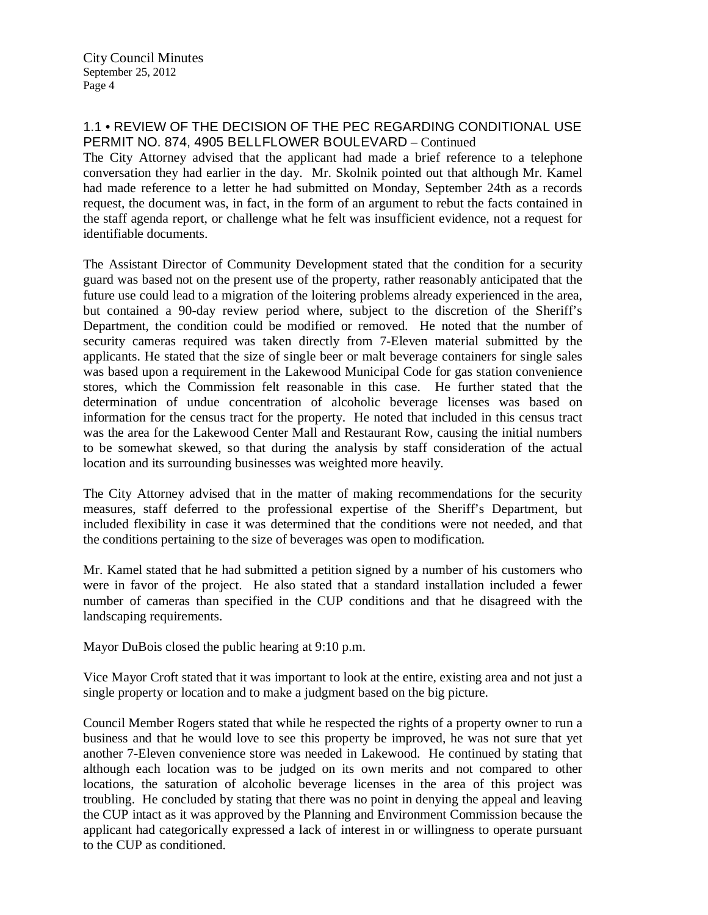### 1.1 • REVIEW OF THE DECISION OF THE PEC REGARDING CONDITIONAL USE PERMIT NO. 874, 4905 BELLFLOWER BOULEVARD – Continued

The City Attorney advised that the applicant had made a brief reference to a telephone conversation they had earlier in the day. Mr. Skolnik pointed out that although Mr. Kamel had made reference to a letter he had submitted on Monday, September 24th as a records request, the document was, in fact, in the form of an argument to rebut the facts contained in the staff agenda report, or challenge what he felt was insufficient evidence, not a request for identifiable documents.

The Assistant Director of Community Development stated that the condition for a security guard was based not on the present use of the property, rather reasonably anticipated that the future use could lead to a migration of the loitering problems already experienced in the area, but contained a 90-day review period where, subject to the discretion of the Sheriff's Department, the condition could be modified or removed. He noted that the number of security cameras required was taken directly from 7-Eleven material submitted by the applicants. He stated that the size of single beer or malt beverage containers for single sales was based upon a requirement in the Lakewood Municipal Code for gas station convenience stores, which the Commission felt reasonable in this case. He further stated that the determination of undue concentration of alcoholic beverage licenses was based on information for the census tract for the property. He noted that included in this census tract was the area for the Lakewood Center Mall and Restaurant Row, causing the initial numbers to be somewhat skewed, so that during the analysis by staff consideration of the actual location and its surrounding businesses was weighted more heavily.

The City Attorney advised that in the matter of making recommendations for the security measures, staff deferred to the professional expertise of the Sheriff's Department, but included flexibility in case it was determined that the conditions were not needed, and that the conditions pertaining to the size of beverages was open to modification.

Mr. Kamel stated that he had submitted a petition signed by a number of his customers who were in favor of the project. He also stated that a standard installation included a fewer number of cameras than specified in the CUP conditions and that he disagreed with the landscaping requirements.

Mayor DuBois closed the public hearing at 9:10 p.m.

Vice Mayor Croft stated that it was important to look at the entire, existing area and not just a single property or location and to make a judgment based on the big picture.

Council Member Rogers stated that while he respected the rights of a property owner to run a business and that he would love to see this property be improved, he was not sure that yet another 7-Eleven convenience store was needed in Lakewood. He continued by stating that although each location was to be judged on its own merits and not compared to other locations, the saturation of alcoholic beverage licenses in the area of this project was troubling. He concluded by stating that there was no point in denying the appeal and leaving the CUP intact as it was approved by the Planning and Environment Commission because the applicant had categorically expressed a lack of interest in or willingness to operate pursuant to the CUP as conditioned.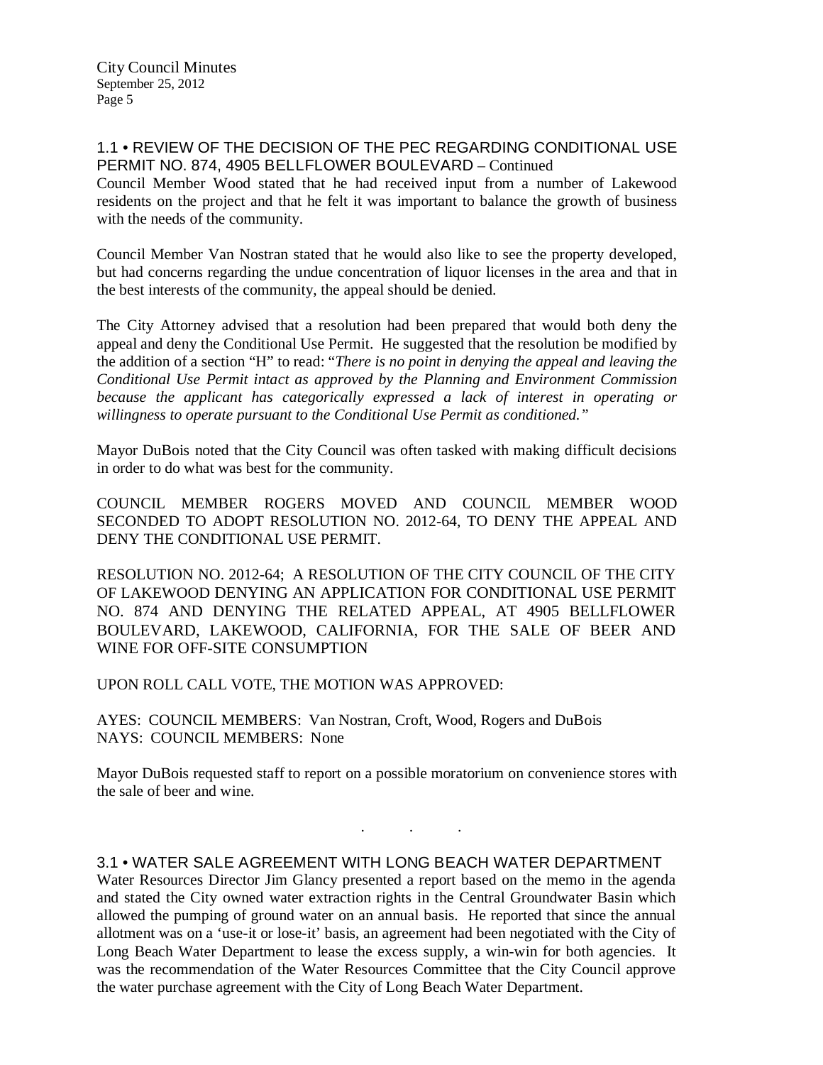### 1.1 • REVIEW OF THE DECISION OF THE PEC REGARDING CONDITIONAL USE PERMIT NO. 874, 4905 BELLFLOWER BOULEVARD – Continued

Council Member Wood stated that he had received input from a number of Lakewood residents on the project and that he felt it was important to balance the growth of business with the needs of the community.

Council Member Van Nostran stated that he would also like to see the property developed, but had concerns regarding the undue concentration of liquor licenses in the area and that in the best interests of the community, the appeal should be denied.

The City Attorney advised that a resolution had been prepared that would both deny the appeal and deny the Conditional Use Permit. He suggested that the resolution be modified by the addition of a section "H" to read: "*There is no point in denying the appeal and leaving the Conditional Use Permit intact as approved by the Planning and Environment Commission because the applicant has categorically expressed a lack of interest in operating or willingness to operate pursuant to the Conditional Use Permit as conditioned.*"

Mayor DuBois noted that the City Council was often tasked with making difficult decisions in order to do what was best for the community.

COUNCIL MEMBER ROGERS MOVED AND COUNCIL MEMBER WOOD SECONDED TO ADOPT RESOLUTION NO. 2012-64, TO DENY THE APPEAL AND DENY THE CONDITIONAL USE PERMIT.

RESOLUTION NO. 2012-64; A RESOLUTION OF THE CITY COUNCIL OF THE CITY OF LAKEWOOD DENYING AN APPLICATION FOR CONDITIONAL USE PERMIT NO. 874 AND DENYING THE RELATED APPEAL, AT 4905 BELLFLOWER BOULEVARD, LAKEWOOD, CALIFORNIA, FOR THE SALE OF BEER AND WINE FOR OFF-SITE CONSUMPTION

UPON ROLL CALL VOTE, THE MOTION WAS APPROVED:

AYES: COUNCIL MEMBERS: Van Nostran, Croft, Wood, Rogers and DuBois
NAYS: COUNCIL MEMBERS: None

Mayor DuBois requested staff to report on a possible moratorium on convenience stores with the sale of beer and wine.

. . .

### 3.1 • WATER SALE AGREEMENT WITH LONG BEACH WATER DEPARTMENT

Water Resources Director Jim Glancy presented a report based on the memo in the agenda and stated the City owned water extraction rights in the Central Groundwater Basin which allowed the pumping of ground water on an annual basis. He reported that since the annual allotment was on a 'use-it or lose-it' basis, an agreement had been negotiated with the City of Long Beach Water Department to lease the excess supply, a win-win for both agencies. It was the recommendation of the Water Resources Committee that the City Council approve the water purchase agreement with the City of Long Beach Water Department.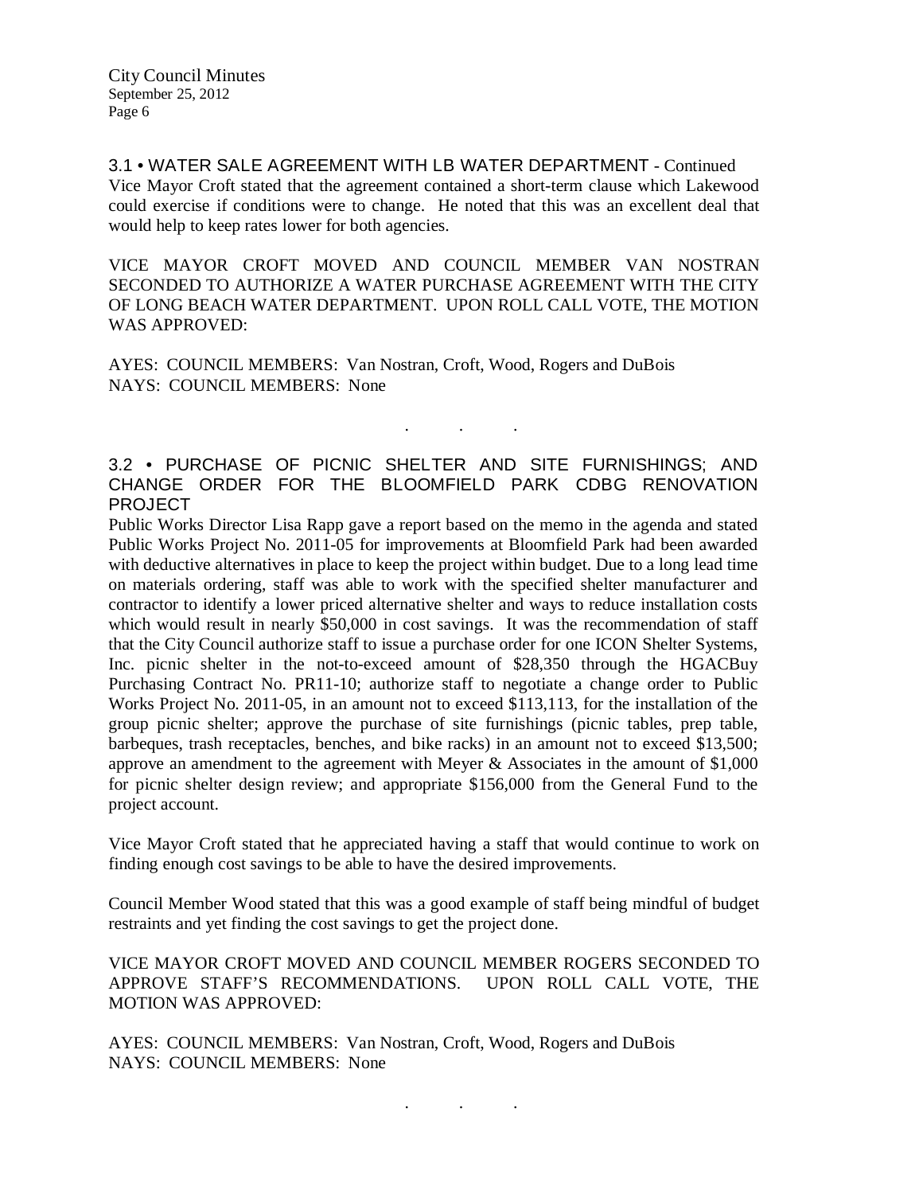### 3.1 • WATER SALE AGREEMENT WITH LB WATER DEPARTMENT - Continued

Vice Mayor Croft stated that the agreement contained a short-term clause which Lakewood could exercise if conditions were to change. He noted that this was an excellent deal that would help to keep rates lower for both agencies.

VICE MAYOR CROFT MOVED AND COUNCIL MEMBER VAN NOSTRAN SECONDED TO AUTHORIZE A WATER PURCHASE AGREEMENT WITH THE CITY OF LONG BEACH WATER DEPARTMENT. UPON ROLL CALL VOTE, THE MOTION WAS APPROVED:

AYES: COUNCIL MEMBERS: Van Nostran, Croft, Wood, Rogers and DuBois
NAYS: COUNCIL MEMBERS: None

. . .

### 3.2 • PURCHASE OF PICNIC SHELTER AND SITE FURNISHINGS; AND CHANGE ORDER FOR THE BLOOMFIELD PARK CDBG RENOVATION PROJECT

Public Works Director Lisa Rapp gave a report based on the memo in the agenda and stated Public Works Project No. 2011-05 for improvements at Bloomfield Park had been awarded with deductive alternatives in place to keep the project within budget. Due to a long lead time on materials ordering, staff was able to work with the specified shelter manufacturer and contractor to identify a lower priced alternative shelter and ways to reduce installation costs which would result in nearly $50,000 in cost savings. It was the recommendation of staff that the City Council authorize staff to issue a purchase order for one ICON Shelter Systems, Inc. picnic shelter in the not-to-exceed amount of $28,350 through the HGACBuy Purchasing Contract No. PR11-10; authorize staff to negotiate a change order to Public Works Project No. 2011-05, in an amount not to exceed $113,113, for the installation of the group picnic shelter; approve the purchase of site furnishings (picnic tables, prep table, barbeques, trash receptacles, benches, and bike racks) in an amount not to exceed $13,500; approve an amendment to the agreement with Meyer & Associates in the amount of $1,000 for picnic shelter design review; and appropriate $156,000 from the General Fund to the project account.

Vice Mayor Croft stated that he appreciated having a staff that would continue to work on finding enough cost savings to be able to have the desired improvements.

Council Member Wood stated that this was a good example of staff being mindful of budget restraints and yet finding the cost savings to get the project done.

VICE MAYOR CROFT MOVED AND COUNCIL MEMBER ROGERS SECONDED TO APPROVE STAFF'S RECOMMENDATIONS. UPON ROLL CALL VOTE, THE MOTION WAS APPROVED:

AYES: COUNCIL MEMBERS: Van Nostran, Croft, Wood, Rogers and DuBois
NAYS: COUNCIL MEMBERS: None

. . .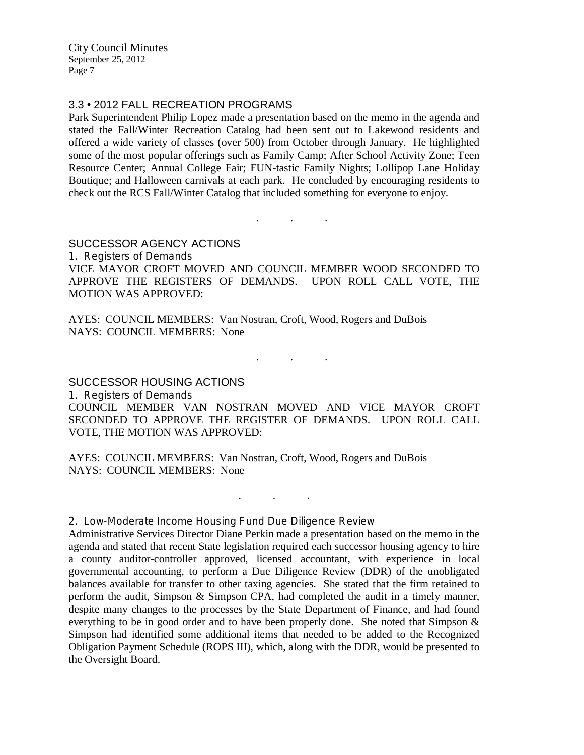### 3.3 • 2012 FALL RECREATION PROGRAMS

Park Superintendent Philip Lopez made a presentation based on the memo in the agenda and stated the Fall/Winter Recreation Catalog had been sent out to Lakewood residents and offered a wide variety of classes (over 500) from October through January. He highlighted some of the most popular offerings such as Family Camp; After School Activity Zone; Teen Resource Center; Annual College Fair; FUN-tastic Family Nights; Lollipop Lane Holiday Boutique; and Halloween carnivals at each park. He concluded by encouraging residents to check out the RCS Fall/Winter Catalog that included something for everyone to enjoy.

. . .

## SUCCESSOR AGENCY ACTIONS

### 1. Registers of Demands

VICE MAYOR CROFT MOVED AND COUNCIL MEMBER WOOD SECONDED TO APPROVE THE REGISTERS OF DEMANDS. UPON ROLL CALL VOTE, THE MOTION WAS APPROVED:

AYES: COUNCIL MEMBERS: Van Nostran, Croft, Wood, Rogers and DuBois
NAYS: COUNCIL MEMBERS: None

. . .

## SUCCESSOR HOUSING ACTIONS

### 1. Registers of Demands

COUNCIL MEMBER VAN NOSTRAN MOVED AND VICE MAYOR CROFT SECONDED TO APPROVE THE REGISTER OF DEMANDS. UPON ROLL CALL VOTE, THE MOTION WAS APPROVED:

AYES: COUNCIL MEMBERS: Van Nostran, Croft, Wood, Rogers and DuBois
NAYS: COUNCIL MEMBERS: None

. . .

### 2. Low-Moderate Income Housing Fund Due Diligence Review

Administrative Services Director Diane Perkin made a presentation based on the memo in the agenda and stated that recent State legislation required each successor housing agency to hire a county auditor-controller approved, licensed accountant, with experience in local governmental accounting, to perform a Due Diligence Review (DDR) of the unobligated balances available for transfer to other taxing agencies. She stated that the firm retained to perform the audit, Simpson & Simpson CPA, had completed the audit in a timely manner, despite many changes to the processes by the State Department of Finance, and had found everything to be in good order and to have been properly done. She noted that Simpson & Simpson had identified some additional items that needed to be added to the Recognized Obligation Payment Schedule (ROPS III), which, along with the DDR, would be presented to the Oversight Board.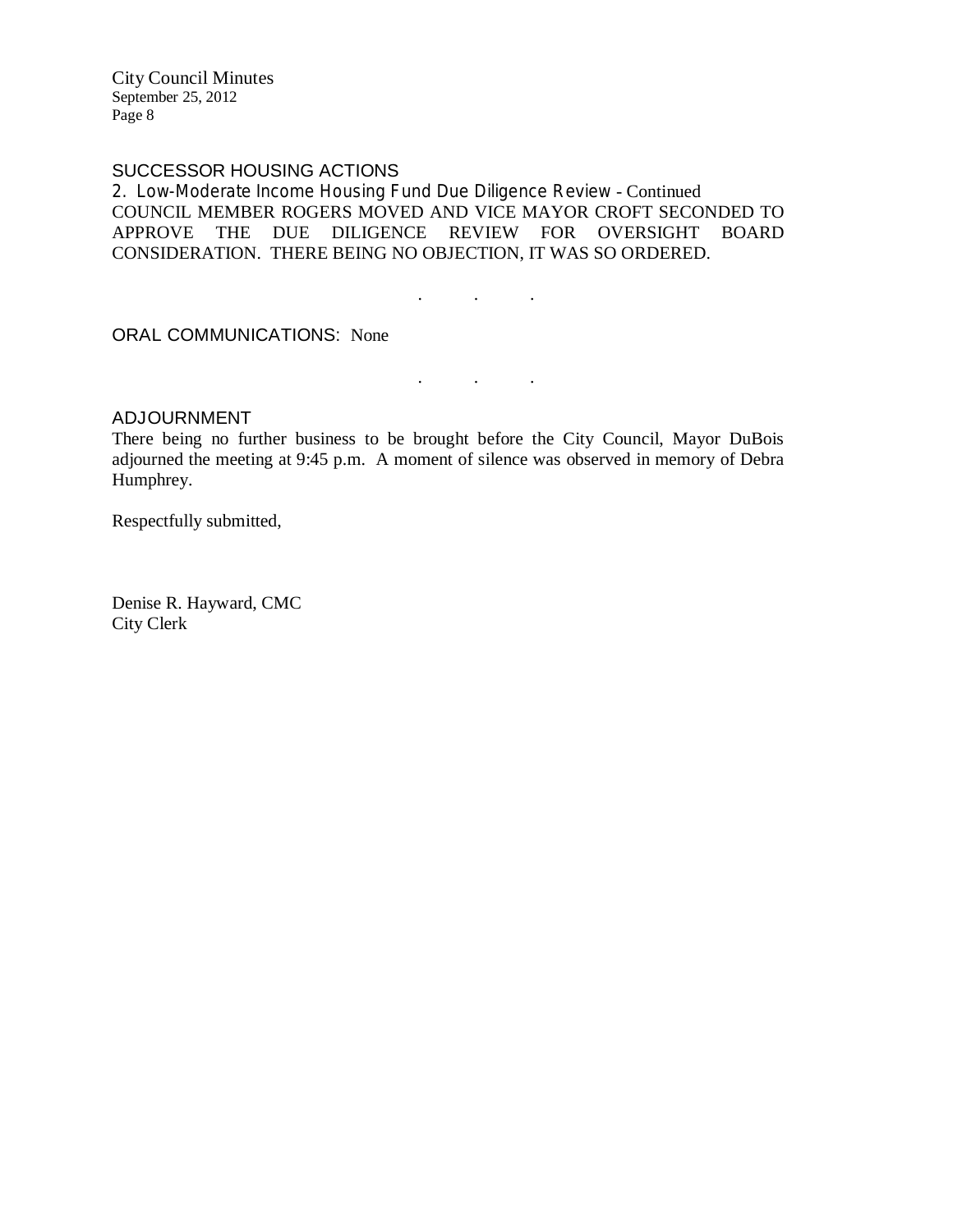## SUCCESSOR HOUSING ACTIONS

2. Low-Moderate Income Housing Fund Due Diligence Review - Continued

COUNCIL MEMBER ROGERS MOVED AND VICE MAYOR CROFT SECONDED TO APPROVE THE DUE DILIGENCE REVIEW FOR OVERSIGHT BOARD CONSIDERATION. THERE BEING NO OBJECTION, IT WAS SO ORDERED.

. . .

## ORAL COMMUNICATIONS: None

. . .

## ADJOURNMENT

There being no further business to be brought before the City Council, Mayor DuBois adjourned the meeting at 9:45 p.m. A moment of silence was observed in memory of Debra Humphrey.

Respectfully submitted,

Denise R. Hayward, CMC
City Clerk